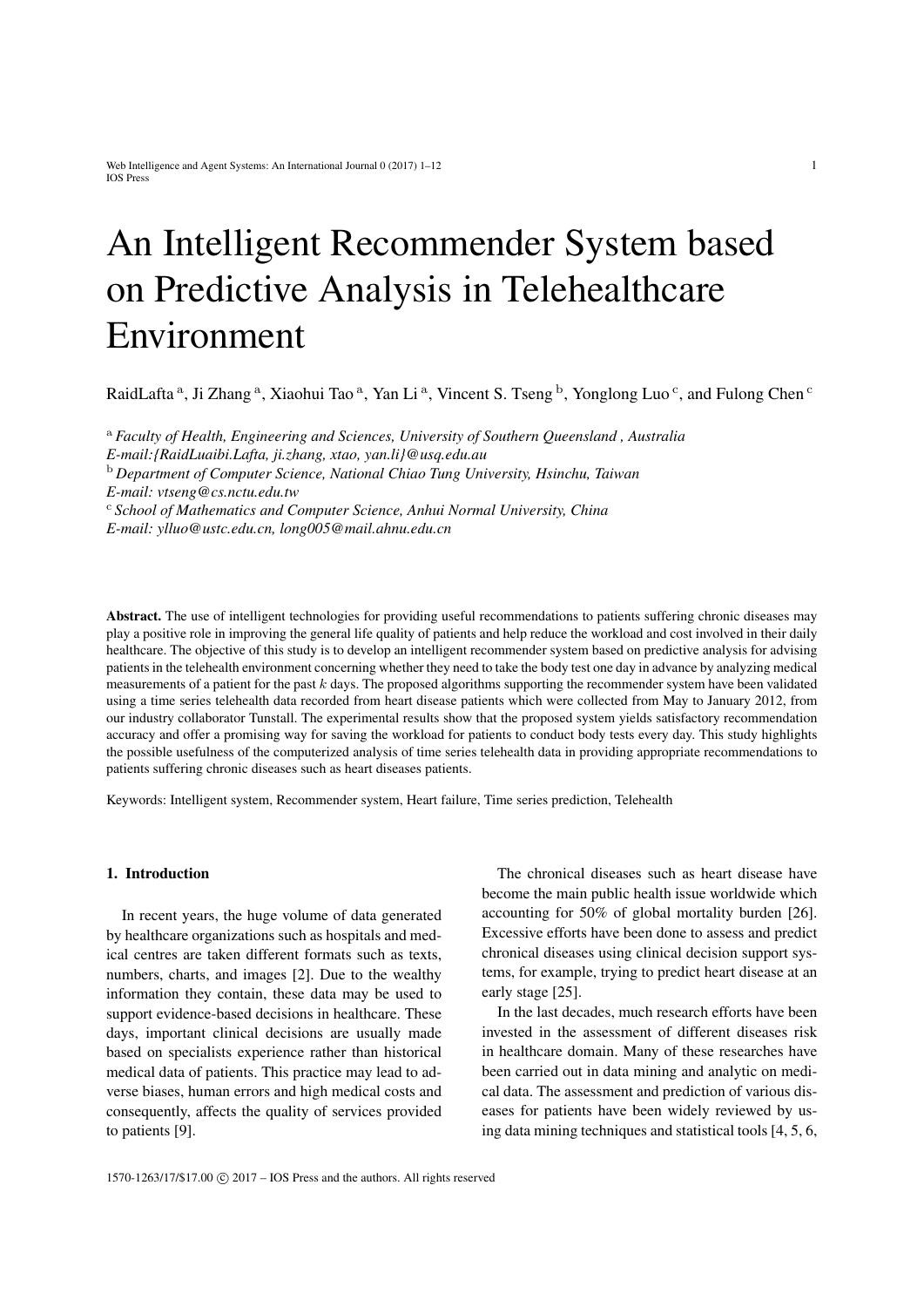# An Intelligent Recommender System based on Predictive Analysis in Telehealthcare Environment

RaidLafta [a], Ji Zhang [a], Xiaohui Tao [a], Yan Li [a], Vincent S. Tseng [b], Yonglong Luo [c], and Fulong Chen [c]

[a] *Faculty of Health, Engineering and Sciences, University of Southern Queensland , Australia*
*E-mail:{RaidLuaibi.Lafta, ji.zhang, xtao, yan.li}@usq.edu.au*
[b] *Department of Computer Science, National Chiao Tung University, Hsinchu, Taiwan*
*E-mail: vtseng@cs.nctu.edu.tw*
[c] *School of Mathematics and Computer Science, Anhui Normal University, China*
*E-mail: ylluo@ustc.edu.cn, long005@mail.ahnu.edu.cn*

**Abstract.** The use of intelligent technologies for providing useful recommendations to patients suffering chronic diseases may play a positive role in improving the general life quality of patients and help reduce the workload and cost involved in their daily healthcare. The objective of this study is to develop an intelligent recommender system based on predictive analysis for advising patients in the telehealth environment concerning whether they need to take the body test one day in advance by analyzing medical measurements of a patient for the past $k$ days. The proposed algorithms supporting the recommender system have been validated using a time series telehealth data recorded from heart disease patients which were collected from May to January 2012, from our industry collaborator Tunstall. The experimental results show that the proposed system yields satisfactory recommendation accuracy and offer a promising way for saving the workload for patients to conduct body tests every day. This study highlights the possible usefulness of the computerized analysis of time series telehealth data in providing appropriate recommendations to patients suffering chronic diseases such as heart diseases patients.

Keywords: Intelligent system, Recommender system, Heart failure, Time series prediction, Telehealth

## 1. Introduction

In recent years, the huge volume of data generated by healthcare organizations such as hospitals and medical centres are taken different formats such as texts, numbers, charts, and images [2]. Due to the wealthy information they contain, these data may be used to support evidence-based decisions in healthcare. These days, important clinical decisions are usually made based on specialists experience rather than historical medical data of patients. This practice may lead to adverse biases, human errors and high medical costs and consequently, affects the quality of services provided to patients [9].

The chronical diseases such as heart disease have become the main public health issue worldwide which accounting for 50% of global mortality burden [26]. Excessive efforts have been done to assess and predict chronical diseases using clinical decision support systems, for example, trying to predict heart disease at an early stage [25].

In the last decades, much research efforts have been invested in the assessment of different diseases risk in healthcare domain. Many of these researches have been carried out in data mining and analytic on medical data. The assessment and prediction of various diseases for patients have been widely reviewed by using data mining techniques and statistical tools [4, 5, 6,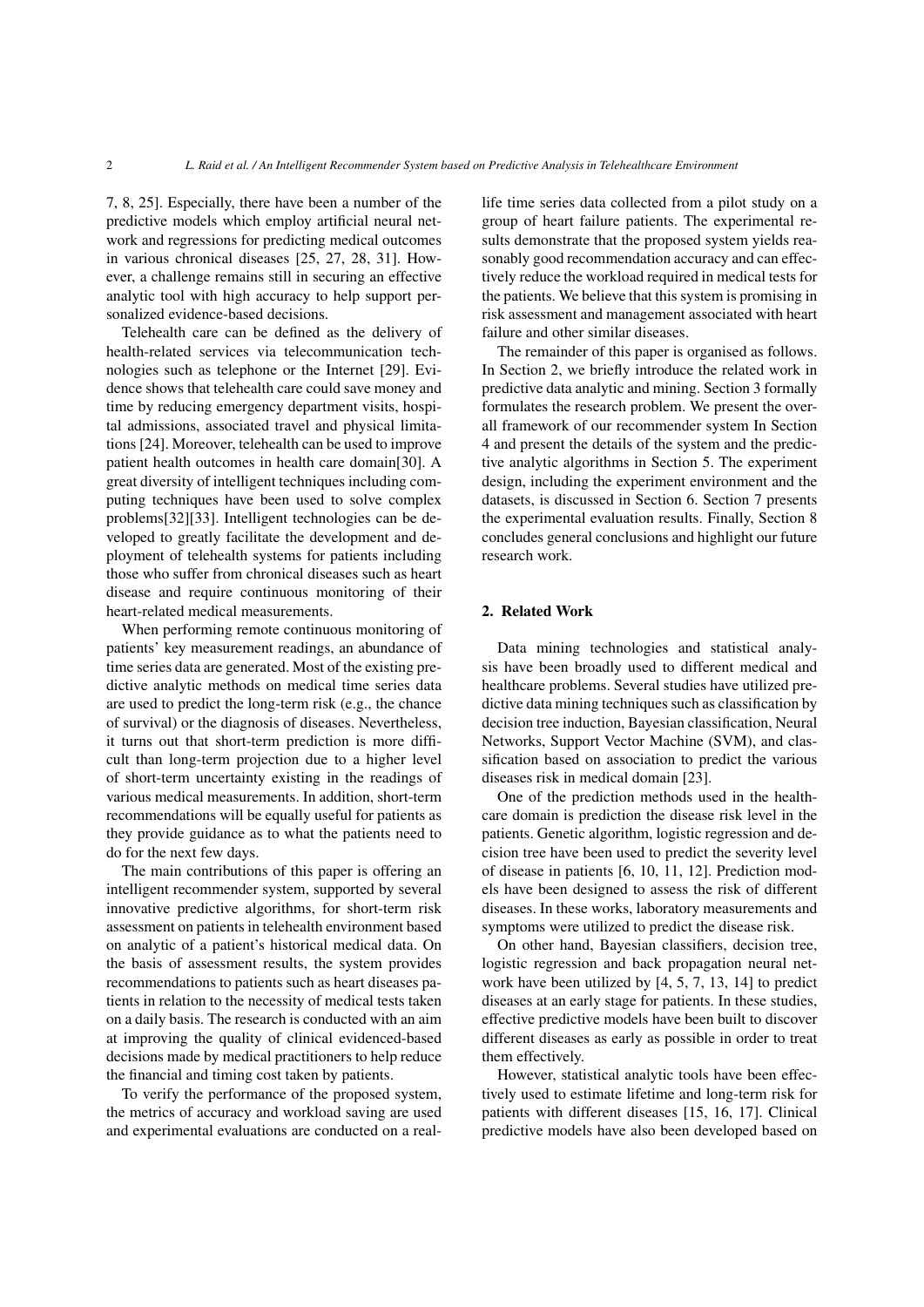7, 8, 25]. Especially, there have been a number of the predictive models which employ artificial neural network and regressions for predicting medical outcomes in various chronical diseases [25, 27, 28, 31]. However, a challenge remains still in securing an effective analytic tool with high accuracy to help support personalized evidence-based decisions.

Telehealth care can be defined as the delivery of health-related services via telecommunication technologies such as telephone or the Internet [29]. Evidence shows that telehealth care could save money and time by reducing emergency department visits, hospital admissions, associated travel and physical limitations [24]. Moreover, telehealth can be used to improve patient health outcomes in health care domain[30]. A great diversity of intelligent techniques including computing techniques have been used to solve complex problems[32][33]. Intelligent technologies can be developed to greatly facilitate the development and deployment of telehealth systems for patients including those who suffer from chronical diseases such as heart disease and require continuous monitoring of their heart-related medical measurements.

When performing remote continuous monitoring of patients' key measurement readings, an abundance of time series data are generated. Most of the existing predictive analytic methods on medical time series data are used to predict the long-term risk (e.g., the chance of survival) or the diagnosis of diseases. Nevertheless, it turns out that short-term prediction is more difficult than long-term projection due to a higher level of short-term uncertainty existing in the readings of various medical measurements. In addition, short-term recommendations will be equally useful for patients as they provide guidance as to what the patients need to do for the next few days.

The main contributions of this paper is offering an intelligent recommender system, supported by several innovative predictive algorithms, for short-term risk assessment on patients in telehealth environment based on analytic of a patient's historical medical data. On the basis of assessment results, the system provides recommendations to patients such as heart diseases patients in relation to the necessity of medical tests taken on a daily basis. The research is conducted with an aim at improving the quality of clinical evidenced-based decisions made by medical practitioners to help reduce the financial and timing cost taken by patients.

To verify the performance of the proposed system, the metrics of accuracy and workload saving are used and experimental evaluations are conducted on a real-life time series data collected from a pilot study on a group of heart failure patients. The experimental results demonstrate that the proposed system yields reasonably good recommendation accuracy and can effectively reduce the workload required in medical tests for the patients. We believe that this system is promising in risk assessment and management associated with heart failure and other similar diseases.

The remainder of this paper is organised as follows. In Section 2, we briefly introduce the related work in predictive data analytic and mining. Section 3 formally formulates the research problem. We present the overall framework of our recommender system In Section 4 and present the details of the system and the predictive analytic algorithms in Section 5. The experiment design, including the experiment environment and the datasets, is discussed in Section 6. Section 7 presents the experimental evaluation results. Finally, Section 8 concludes general conclusions and highlight our future research work.

## 2. Related Work

Data mining technologies and statistical analysis have been broadly used to different medical and healthcare problems. Several studies have utilized predictive data mining techniques such as classification by decision tree induction, Bayesian classification, Neural Networks, Support Vector Machine (SVM), and classification based on association to predict the various diseases risk in medical domain [23].

One of the prediction methods used in the healthcare domain is prediction the disease risk level in the patients. Genetic algorithm, logistic regression and decision tree have been used to predict the severity level of disease in patients [6, 10, 11, 12]. Prediction models have been designed to assess the risk of different diseases. In these works, laboratory measurements and symptoms were utilized to predict the disease risk.

On other hand, Bayesian classifiers, decision tree, logistic regression and back propagation neural network have been utilized by [4, 5, 7, 13, 14] to predict diseases at an early stage for patients. In these studies, effective predictive models have been built to discover different diseases as early as possible in order to treat them effectively.

However, statistical analytic tools have been effectively used to estimate lifetime and long-term risk for patients with different diseases [15, 16, 17]. Clinical predictive models have also been developed based on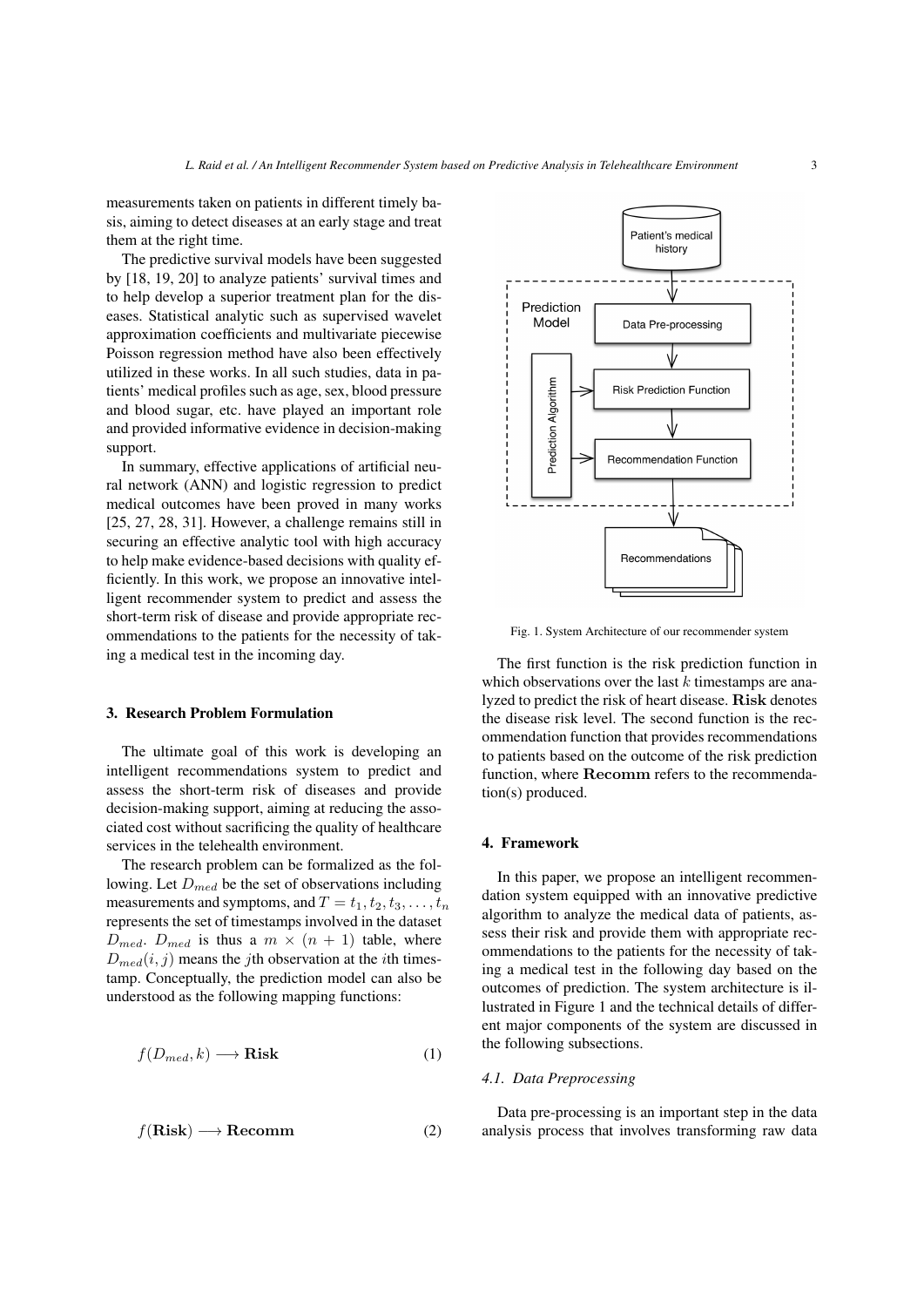measurements taken on patients in different timely basis, aiming to detect diseases at an early stage and treat them at the right time.

The predictive survival models have been suggested by [18, 19, 20] to analyze patients' survival times and to help develop a superior treatment plan for the diseases. Statistical analytic such as supervised wavelet approximation coefficients and multivariate piecewise Poisson regression method have also been effectively utilized in these works. In all such studies, data in patients' medical profiles such as age, sex, blood pressure and blood sugar, etc. have played an important role and provided informative evidence in decision-making support.

In summary, effective applications of artificial neural network (ANN) and logistic regression to predict medical outcomes have been proved in many works [25, 27, 28, 31]. However, a challenge remains still in securing an effective analytic tool with high accuracy to help make evidence-based decisions with quality efficiently. In this work, we propose an innovative intelligent recommender system to predict and assess the short-term risk of disease and provide appropriate recommendations to the patients for the necessity of taking a medical test in the incoming day.

## 3. Research Problem Formulation

The ultimate goal of this work is developing an intelligent recommendations system to predict and assess the short-term risk of diseases and provide decision-making support, aiming at reducing the associated cost without sacrificing the quality of healthcare services in the telehealth environment.

The research problem can be formalized as the following. Let $D_{med}$ be the set of observations including measurements and symptoms, and $T = t_1, t_2, t_3, \ldots, t_n$ represents the set of timestamps involved in the dataset $D_{med}$. $D_{med}$ is thus a $m \times (n+1)$ table, where $D_{med}(i, j)$ means the $j$th observation at the $i$th timestamp. Conceptually, the prediction model can also be understood as the following mapping functions:

$$f(D_{med}, k) \longrightarrow \mathbf{Risk} \tag{1}$$

$$f(\mathbf{Risk}) \longrightarrow \mathbf{Recomm} \tag{2}$$

Fig. 1. System Architecture of our recommender system

The first function is the risk prediction function in which observations over the last $k$ timestamps are analyzed to predict the risk of heart disease. $\mathbf{Risk}$ denotes the disease risk level. The second function is the recommendation function that provides recommendations to patients based on the outcome of the risk prediction function, where $\mathbf{Recomm}$ refers to the recommendation(s) produced.

## 4. Framework

In this paper, we propose an intelligent recommendation system equipped with an innovative predictive algorithm to analyze the medical data of patients, assess their risk and provide them with appropriate recommendations to the patients for the necessity of taking a medical test in the following day based on the outcomes of prediction. The system architecture is illustrated in Figure 1 and the technical details of different major components of the system are discussed in the following subsections.

### 4.1. Data Preprocessing

Data pre-processing is an important step in the data analysis process that involves transforming raw data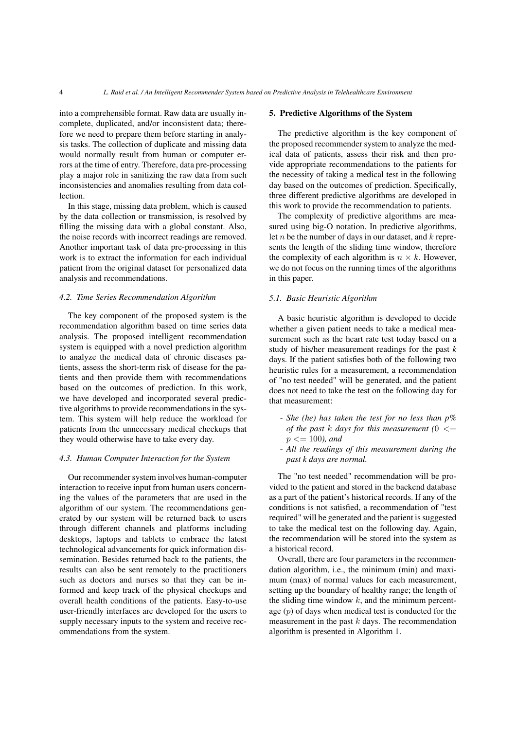into a comprehensible format. Raw data are usually incomplete, duplicated, and/or inconsistent data; therefore we need to prepare them before starting in analysis tasks. The collection of duplicate and missing data would normally result from human or computer errors at the time of entry. Therefore, data pre-processing play a major role in sanitizing the raw data from such inconsistencies and anomalies resulting from data collection.

In this stage, missing data problem, which is caused by the data collection or transmission, is resolved by filling the missing data with a global constant. Also, the noise records with incorrect readings are removed. Another important task of data pre-processing in this work is to extract the information for each individual patient from the original dataset for personalized data analysis and recommendations.

### 4.2. Time Series Recommendation Algorithm

The key component of the proposed system is the recommendation algorithm based on time series data analysis. The proposed intelligent recommendation system is equipped with a novel prediction algorithm to analyze the medical data of chronic diseases patients, assess the short-term risk of disease for the patients and then provide them with recommendations based on the outcomes of prediction. In this work, we have developed and incorporated several predictive algorithms to provide recommendations in the system. This system will help reduce the workload for patients from the unnecessary medical checkups that they would otherwise have to take every day.

### 4.3. Human Computer Interaction for the System

Our recommender system involves human-computer interaction to receive input from human users concerning the values of the parameters that are used in the algorithm of our system. The recommendations generated by our system will be returned back to users through different channels and platforms including desktops, laptops and tablets to embrace the latest technological advancements for quick information dissemination. Besides returned back to the patients, the results can also be sent remotely to the practitioners such as doctors and nurses so that they can be informed and keep track of the physical checkups and overall health conditions of the patients. Easy-to-use user-friendly interfaces are developed for the users to supply necessary inputs to the system and receive recommendations from the system.

## 5. Predictive Algorithms of the System

The predictive algorithm is the key component of the proposed recommender system to analyze the medical data of patients, assess their risk and then provide appropriate recommendations to the patients for the necessity of taking a medical test in the following day based on the outcomes of prediction. Specifically, three different predictive algorithms are developed in this work to provide the recommendation to patients.

The complexity of predictive algorithms are measured using big-O notation. In predictive algorithms, let $n$ be the number of days in our dataset, and $k$ represents the length of the sliding time window, therefore the complexity of each algorithm is $n \times k$. However, we do not focus on the running times of the algorithms in this paper.

### 5.1. Basic Heuristic Algorithm

A basic heuristic algorithm is developed to decide whether a given patient needs to take a medical measurement such as the heart rate test today based on a study of his/her measurement readings for the past *k* days. If the patient satisfies both of the following two heuristic rules for a measurement, a recommendation of "no test needed" will be generated, and the patient does not need to take the test on the following day for that measurement:

- *She (he) has taken the test for no less than p% of the past $k$ days for this measurement ($0 <= p <= 100$), and*
- *All the readings of this measurement during the past k days are normal.*

The "no test needed" recommendation will be provided to the patient and stored in the backend database as a part of the patient's historical records. If any of the conditions is not satisfied, a recommendation of "test required" will be generated and the patient is suggested to take the medical test on the following day. Again, the recommendation will be stored into the system as a historical record.

Overall, there are four parameters in the recommendation algorithm, i.e., the minimum (min) and maximum (max) of normal values for each measurement, setting up the boundary of healthy range; the length of the sliding time window $k$, and the minimum percentage ($p$) of days when medical test is conducted for the measurement in the past $k$ days. The recommendation algorithm is presented in Algorithm 1.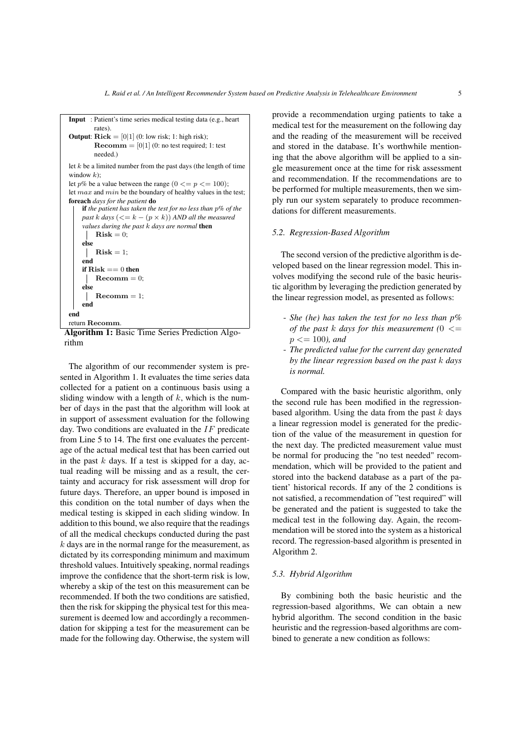```
Input  : Patient's time series medical testing data (e.g., heart
         rates).
Output: Rick = [0|1] (0: low risk; 1: high risk);
        Recomm = [0|1] (0: no test required; 1: test
        needed.)
let k be a limited number from the past days (the length of time
window k);
let p% be a value between the range (0 <= p <= 100);
let max and min be the boundary of healthy values in the test;
foreach days for the patient do
    if the patient has taken the test for no less than p% of the
    past k days (<= k − (p × k)) AND all the measured
    values during the past k days are normal then
        Risk = 0;
    else
        Risk = 1;
    end
    if Risk == 0 then
        Recomm = 0;
    else
        Recomm = 1;
    end
end
return Recomm.
```

**Algorithm 1:** Basic Time Series Prediction Algorithm

The algorithm of our recommender system is presented in Algorithm 1. It evaluates the time series data collected for a patient on a continuous basis using a sliding window with a length of $k$, which is the number of days in the past that the algorithm will look at in support of assessment evaluation for the following day. Two conditions are evaluated in the $IF$ predicate from Line 5 to 14. The first one evaluates the percentage of the actual medical test that has been carried out in the past $k$ days. If a test is skipped for a day, actual reading will be missing and as a result, the certainty and accuracy for risk assessment will drop for future days. Therefore, an upper bound is imposed in this condition on the total number of days when the medical testing is skipped in each sliding window. In addition to this bound, we also require that the readings of all the medical checkups conducted during the past $k$ days are in the normal range for the measurement, as dictated by its corresponding minimum and maximum threshold values. Intuitively speaking, normal readings improve the confidence that the short-term risk is low, whereby a skip of the test on this measurement can be recommended. If both the two conditions are satisfied, then the risk for skipping the physical test for this measurement is deemed low and accordingly a recommendation for skipping a test for the measurement can be made for the following day. Otherwise, the system will provide a recommendation urging patients to take a medical test for the measurement on the following day and the reading of the measurement will be received and stored in the database. It's worthwhile mentioning that the above algorithm will be applied to a single measurement once at the time for risk assessment and recommendation. If the recommendations are to be performed for multiple measurements, then we simply run our system separately to produce recommendations for different measurements.

### 5.2. Regression-Based Algorithm

The second version of the predictive algorithm is developed based on the linear regression model. This involves modifying the second rule of the basic heuristic algorithm by leveraging the prediction generated by the linear regression model, as presented as follows:

- *She (he) has taken the test for no less than p% of the past $k$ days for this measurement ($0 <= p <= 100$), and*
- *The predicted value for the current day generated by the linear regression based on the past $k$ days is normal.*

Compared with the basic heuristic algorithm, only the second rule has been modified in the regression-based algorithm. Using the data from the past $k$ days a linear regression model is generated for the prediction of the value of the measurement in question for the next day. The predicted measurement value must be normal for producing the "no test needed" recommendation, which will be provided to the patient and stored into the backend database as a part of the patient' historical records. If any of the 2 conditions is not satisfied, a recommendation of "test required" will be generated and the patient is suggested to take the medical test in the following day. Again, the recommendation will be stored into the system as a historical record. The regression-based algorithm is presented in Algorithm 2.

### 5.3. Hybrid Algorithm

By combining both the basic heuristic and the regression-based algorithms, We can obtain a new hybrid algorithm. The second condition in the basic heuristic and the regression-based algorithms are combined to generate a new condition as follows: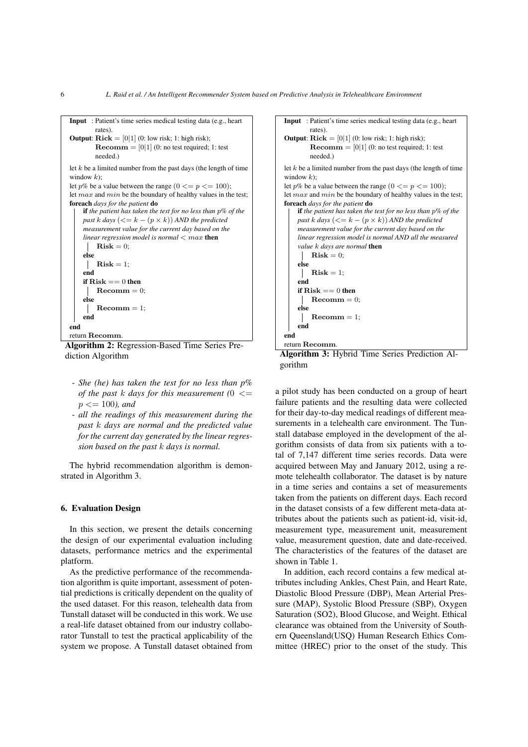```
Input  : Patient's time series medical testing data (e.g., heart rates).
Output: Rick = [0|1] (0: low risk; 1: high risk);
        Recomm = [0|1] (0: no test required; 1: test needed.)

let k be a limited number from the past days (the length of time window k);
let p% be a value between the range (0 <= p <= 100);
let max and min be the boundary of healthy values in the test;
foreach days for the patient do
    if the patient has taken the test for no less than p% of the past k days (<= k − (p × k)) AND the predicted measurement value for the current day based on the linear regression model is normal < max then
        Risk = 0;
    else
        Risk = 1;
    end
    if Risk == 0 then
        Recomm = 0;
    else
        Recomm = 1;
    end
end
return Recomm.
```

**Algorithm 2:** Regression-Based Time Series Prediction Algorithm

- *She (he) has taken the test for no less than p% of the past k days for this measurement (*$0 <= p <= 100$*), and*
- *all the readings of this measurement during the past k days are normal and the predicted value for the current day generated by the linear regression based on the past k days is normal.*

The hybrid recommendation algorithm is demonstrated in Algorithm 3.

```
Input  : Patient's time series medical testing data (e.g., heart rates).
Output: Rick = [0|1] (0: low risk; 1: high risk);
        Recomm = [0|1] (0: no test required; 1: test needed.)

let k be a limited number from the past days (the length of time window k);
let p% be a value between the range (0 <= p <= 100);
let max and min be the boundary of healthy values in the test;
foreach days for the patient do
    if the patient has taken the test for no less than p% of the past k days (<= k − (p × k)) AND the predicted measurement value for the current day based on the linear regression model is normal AND all the measured value k days are normal then
        Risk = 0;
    else
        Risk = 1;
    end
    if Risk == 0 then
        Recomm = 0;
    else
        Recomm = 1;
    end
end
return Recomm.
```

**Algorithm 3:** Hybrid Time Series Prediction Algorithm

## 6. Evaluation Design

In this section, we present the details concerning the design of our experimental evaluation including datasets, performance metrics and the experimental platform.

As the predictive performance of the recommendation algorithm is quite important, assessment of potential predictions is critically dependent on the quality of the used dataset. For this reason, telehealth data from Tunstall dataset will be conducted in this work. We use a real-life dataset obtained from our industry collaborator Tunstall to test the practical applicability of the system we propose. A Tunstall dataset obtained from a pilot study has been conducted on a group of heart failure patients and the resulting data were collected for their day-to-day medical readings of different measurements in a telehealth care environment. The Tunstall database employed in the development of the algorithm consists of data from six patients with a total of 7,147 different time series records. Data were acquired between May and January 2012, using a remote telehealth collaborator. The dataset is by nature in a time series and contains a set of measurements taken from the patients on different days. Each record in the dataset consists of a few different meta-data attributes about the patients such as patient-id, visit-id, measurement type, measurement unit, measurement value, measurement question, date and date-received. The characteristics of the features of the dataset are shown in Table 1.

In addition, each record contains a few medical attributes including Ankles, Chest Pain, and Heart Rate, Diastolic Blood Pressure (DBP), Mean Arterial Pressure (MAP), Systolic Blood Pressure (SBP), Oxygen Saturation (SO2), Blood Glucose, and Weight. Ethical clearance was obtained from the University of Southern Queensland(USQ) Human Research Ethics Committee (HREC) prior to the onset of the study. This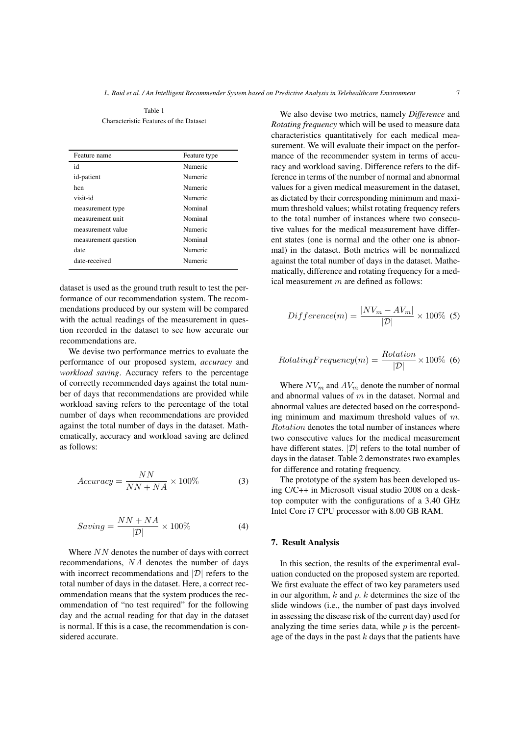Table 1

Characteristic Features of the Dataset

| Feature name | Feature type |
|---|---|
| id | Numeric |
| id-patient | Numeric |
| hcn | Numeric |
| visit-id | Numeric |
| measurement type | Nominal |
| measurement unit | Nominal |
| measurement value | Numeric |
| measurement question | Nominal |
| date | Numeric |
| date-received | Numeric |

dataset is used as the ground truth result to test the performance of our recommendation system. The recommendations produced by our system will be compared with the actual readings of the measurement in question recorded in the dataset to see how accurate our recommendations are.

We devise two performance metrics to evaluate the performance of our proposed system, *accuracy* and *workload saving*. Accuracy refers to the percentage of correctly recommended days against the total number of days that recommendations are provided while workload saving refers to the percentage of the total number of days when recommendations are provided against the total number of days in the dataset. Mathematically, accuracy and workload saving are defined as follows:

$$Accuracy = \frac{NN}{NN + NA} \times 100\% \tag{3}$$

$$Saving = \frac{NN + NA}{|\mathcal{D}|} \times 100\% \tag{4}$$

Where $NN$ denotes the number of days with correct recommendations, $NA$ denotes the number of days with incorrect recommendations and $|\mathcal{D}|$ refers to the total number of days in the dataset. Here, a correct recommendation means that the system produces the recommendation of "no test required" for the following day and the actual reading for that day in the dataset is normal. If this is a case, the recommendation is considered accurate.

We also devise two metrics, namely *Difference* and *Rotating frequency* which will be used to measure data characteristics quantitatively for each medical measurement. We will evaluate their impact on the performance of the recommender system in terms of accuracy and workload saving. Difference refers to the difference in terms of the number of normal and abnormal values for a given medical measurement in the dataset, as dictated by their corresponding minimum and maximum threshold values; whilst rotating frequency refers to the total number of instances where two consecutive values for the medical measurement have different states (one is normal and the other one is abnormal) in the dataset. Both metrics will be normalized against the total number of days in the dataset. Mathematically, difference and rotating frequency for a medical measurement $m$ are defined as follows:

$$Difference(m) = \frac{|NV_m - AV_m|}{|\mathcal{D}|} \times 100\% \tag{5}$$

$$RotatingFrequency(m) = \frac{Rotation}{|\mathcal{D}|} \times 100\% \tag{6}$$

Where $NV_m$ and $AV_m$ denote the number of normal and abnormal values of $m$ in the dataset. Normal and abnormal values are detected based on the corresponding minimum and maximum threshold values of $m$. $Rotation$ denotes the total number of instances where two consecutive values for the medical measurement have different states. $|\mathcal{D}|$ refers to the total number of days in the dataset. Table 2 demonstrates two examples for difference and rotating frequency.

The prototype of the system has been developed using C/C++ in Microsoft visual studio 2008 on a desktop computer with the configurations of a 3.40 GHz Intel Core i7 CPU processor with 8.00 GB RAM.

## 7. Result Analysis

In this section, the results of the experimental evaluation conducted on the proposed system are reported. We first evaluate the effect of two key parameters used in our algorithm, $k$ and $p$. $k$ determines the size of the slide windows (i.e., the number of past days involved in assessing the disease risk of the current day) used for analyzing the time series data, while $p$ is the percentage of the days in the past $k$ days that the patients have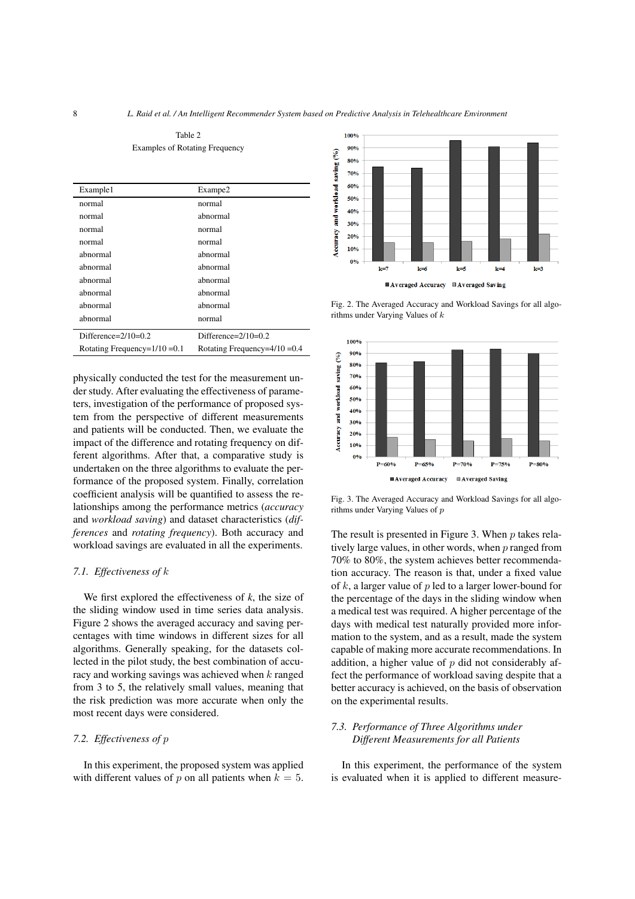Table 2

Examples of Rotating Frequency

| Example1 | Exampe2 |
|---|---|
| normal | normal |
| normal | abnormal |
| normal | normal |
| normal | normal |
| abnormal | abnormal |
| abnormal | abnormal |
| abnormal | abnormal |
| abnormal | abnormal |
| abnormal | abnormal |
| abnormal | normal |
| Difference=2/10=0.2 | Difference=2/10=0.2 |
| Rotating Frequency=1/10 =0.1 | Rotating Frequency=4/10 =0.4 |

physically conducted the test for the measurement under study. After evaluating the effectiveness of parameters, investigation of the performance of proposed system from the perspective of different measurements and patients will be conducted. Then, we evaluate the impact of the difference and rotating frequency on different algorithms. After that, a comparative study is undertaken on the three algorithms to evaluate the performance of the proposed system. Finally, correlation coefficient analysis will be quantified to assess the relationships among the performance metrics (*accuracy* and *workload saving*) and dataset characteristics (*differences* and *rotating frequency*). Both accuracy and workload savings are evaluated in all the experiments.

### 7.1. Effectiveness of $k$

We first explored the effectiveness of $k$, the size of the sliding window used in time series data analysis. Figure 2 shows the averaged accuracy and saving percentages with time windows in different sizes for all algorithms. Generally speaking, for the datasets collected in the pilot study, the best combination of accuracy and working savings was achieved when $k$ ranged from 3 to 5, the relatively small values, meaning that the risk prediction was more accurate when only the most recent days were considered.

### 7.2. Effectiveness of $p$

In this experiment, the proposed system was applied with different values of $p$ on all patients when $k = 5$.

Fig. 2. The Averaged Accuracy and Workload Savings for all algorithms under Varying Values of $k$

Fig. 3. The Averaged Accuracy and Workload Savings for all algorithms under Varying Values of $p$

The result is presented in Figure 3. When $p$ takes relatively large values, in other words, when $p$ ranged from 70% to 80%, the system achieves better recommendation accuracy. The reason is that, under a fixed value of $k$, a larger value of $p$ led to a larger lower-bound for the percentage of the days in the sliding window when a medical test was required. A higher percentage of the days with medical test naturally provided more information to the system, and as a result, made the system capable of making more accurate recommendations. In addition, a higher value of $p$ did not considerably affect the performance of workload saving despite that a better accuracy is achieved, on the basis of observation on the experimental results.

### 7.3. Performance of Three Algorithms under Different Measurements for all Patients

In this experiment, the performance of the system is evaluated when it is applied to different measure-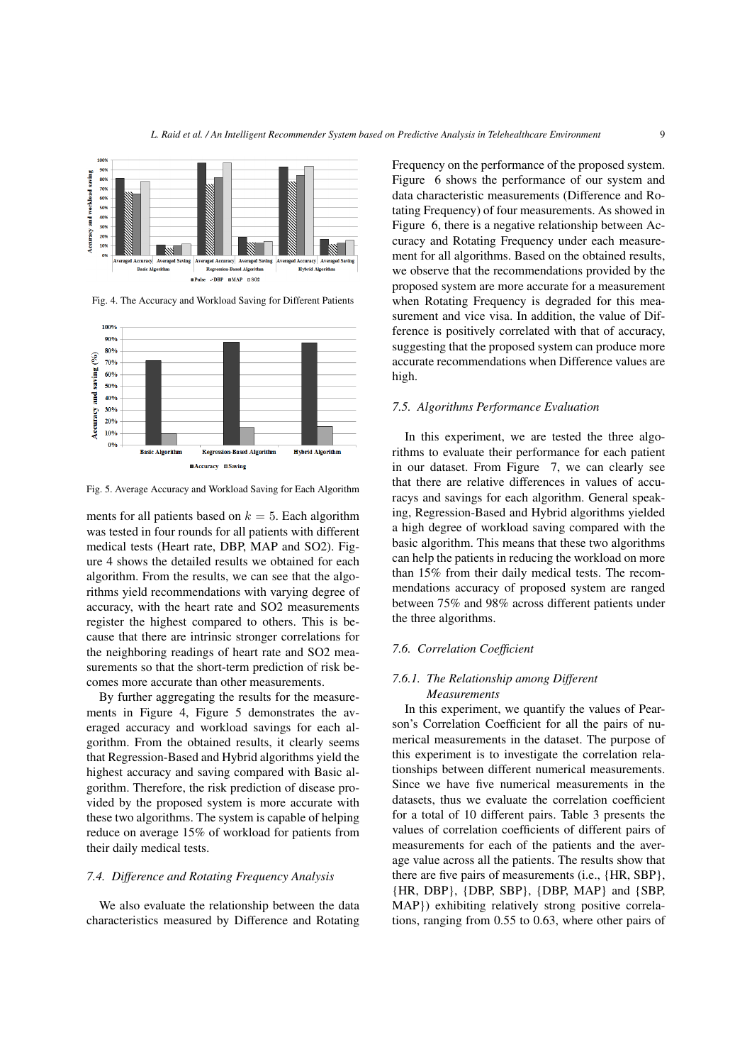Fig. 4. The Accuracy and Workload Saving for Different Patients

Fig. 5. Average Accuracy and Workload Saving for Each Algorithm

ments for all patients based on $k = 5$. Each algorithm was tested in four rounds for all patients with different medical tests (Heart rate, DBP, MAP and SO2). Figure 4 shows the detailed results we obtained for each algorithm. From the results, we can see that the algorithms yield recommendations with varying degree of accuracy, with the heart rate and SO2 measurements register the highest compared to others. This is because that there are intrinsic stronger correlations for the neighboring readings of heart rate and SO2 measurements so that the short-term prediction of risk becomes more accurate than other measurements.

By further aggregating the results for the measurements in Figure 4, Figure 5 demonstrates the averaged accuracy and workload savings for each algorithm. From the obtained results, it clearly seems that Regression-Based and Hybrid algorithms yield the highest accuracy and saving compared with Basic algorithm. Therefore, the risk prediction of disease provided by the proposed system is more accurate with these two algorithms. The system is capable of helping reduce on average 15% of workload for patients from their daily medical tests.

### 7.4. Difference and Rotating Frequency Analysis

We also evaluate the relationship between the data characteristics measured by Difference and Rotating Frequency on the performance of the proposed system. Figure 6 shows the performance of our system and data characteristic measurements (Difference and Rotating Frequency) of four measurements. As showed in Figure 6, there is a negative relationship between Accuracy and Rotating Frequency under each measurement for all algorithms. Based on the obtained results, we observe that the recommendations provided by the proposed system are more accurate for a measurement when Rotating Frequency is degraded for this measurement and vice visa. In addition, the value of Difference is positively correlated with that of accuracy, suggesting that the proposed system can produce more accurate recommendations when Difference values are high.

### 7.5. Algorithms Performance Evaluation

In this experiment, we are tested the three algorithms to evaluate their performance for each patient in our dataset. From Figure 7, we can clearly see that there are relative differences in values of accuracys and savings for each algorithm. General speaking, Regression-Based and Hybrid algorithms yielded a high degree of workload saving compared with the basic algorithm. This means that these two algorithms can help the patients in reducing the workload on more than 15% from their daily medical tests. The recommendations accuracy of proposed system are ranged between 75% and 98% across different patients under the three algorithms.

### 7.6. Correlation Coefficient

#### 7.6.1. The Relationship among Different Measurements

In this experiment, we quantify the values of Pearson's Correlation Coefficient for all the pairs of numerical measurements in the dataset. The purpose of this experiment is to investigate the correlation relationships between different numerical measurements. Since we have five numerical measurements in the datasets, thus we evaluate the correlation coefficient for a total of 10 different pairs. Table 3 presents the values of correlation coefficients of different pairs of measurements for each of the patients and the average value across all the patients. The results show that there are five pairs of measurements (i.e., {HR, SBP}, {HR, DBP}, {DBP, SBP}, {DBP, MAP} and {SBP, MAP}) exhibiting relatively strong positive correlations, ranging from 0.55 to 0.63, where other pairs of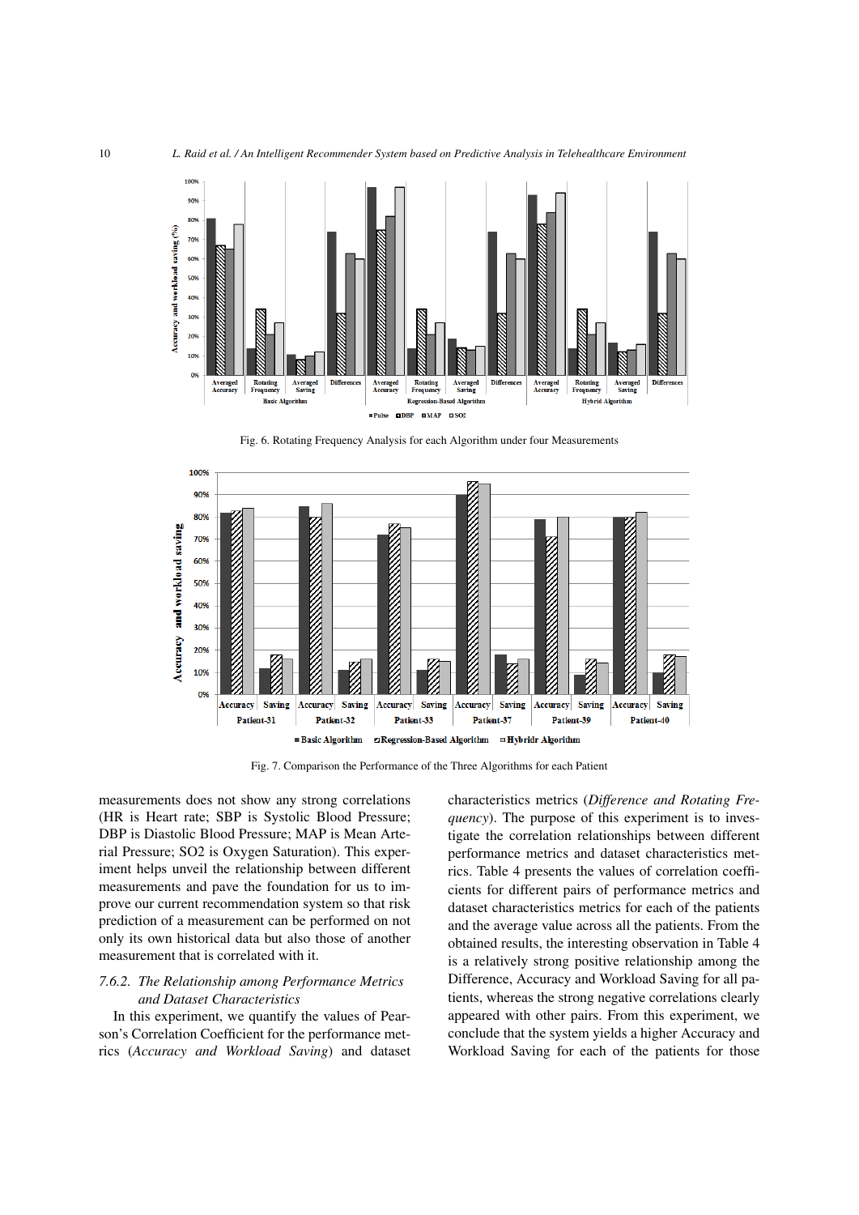Fig. 6. Rotating Frequency Analysis for each Algorithm under four Measurements

Fig. 7. Comparison the Performance of the Three Algorithms for each Patient

measurements does not show any strong correlations (HR is Heart rate; SBP is Systolic Blood Pressure; DBP is Diastolic Blood Pressure; MAP is Mean Arterial Pressure; SO2 is Oxygen Saturation). This experiment helps unveil the relationship between different measurements and pave the foundation for us to improve our current recommendation system so that risk prediction of a measurement can be performed on not only its own historical data but also those of another measurement that is correlated with it.

#### 7.6.2. *The Relationship among Performance Metrics and Dataset Characteristics*

In this experiment, we quantify the values of Pearson's Correlation Coefficient for the performance metrics (*Accuracy and Workload Saving*) and dataset characteristics metrics (*Difference and Rotating Frequency*). The purpose of this experiment is to investigate the correlation relationships between different performance metrics and dataset characteristics metrics. Table 4 presents the values of correlation coefficients for different pairs of performance metrics and dataset characteristics metrics for each of the patients and the average value across all the patients. From the obtained results, the interesting observation in Table 4 is a relatively strong positive relationship among the Difference, Accuracy and Workload Saving for all patients, whereas the strong negative correlations clearly appeared with other pairs. From this experiment, we conclude that the system yields a higher Accuracy and Workload Saving for each of the patients for those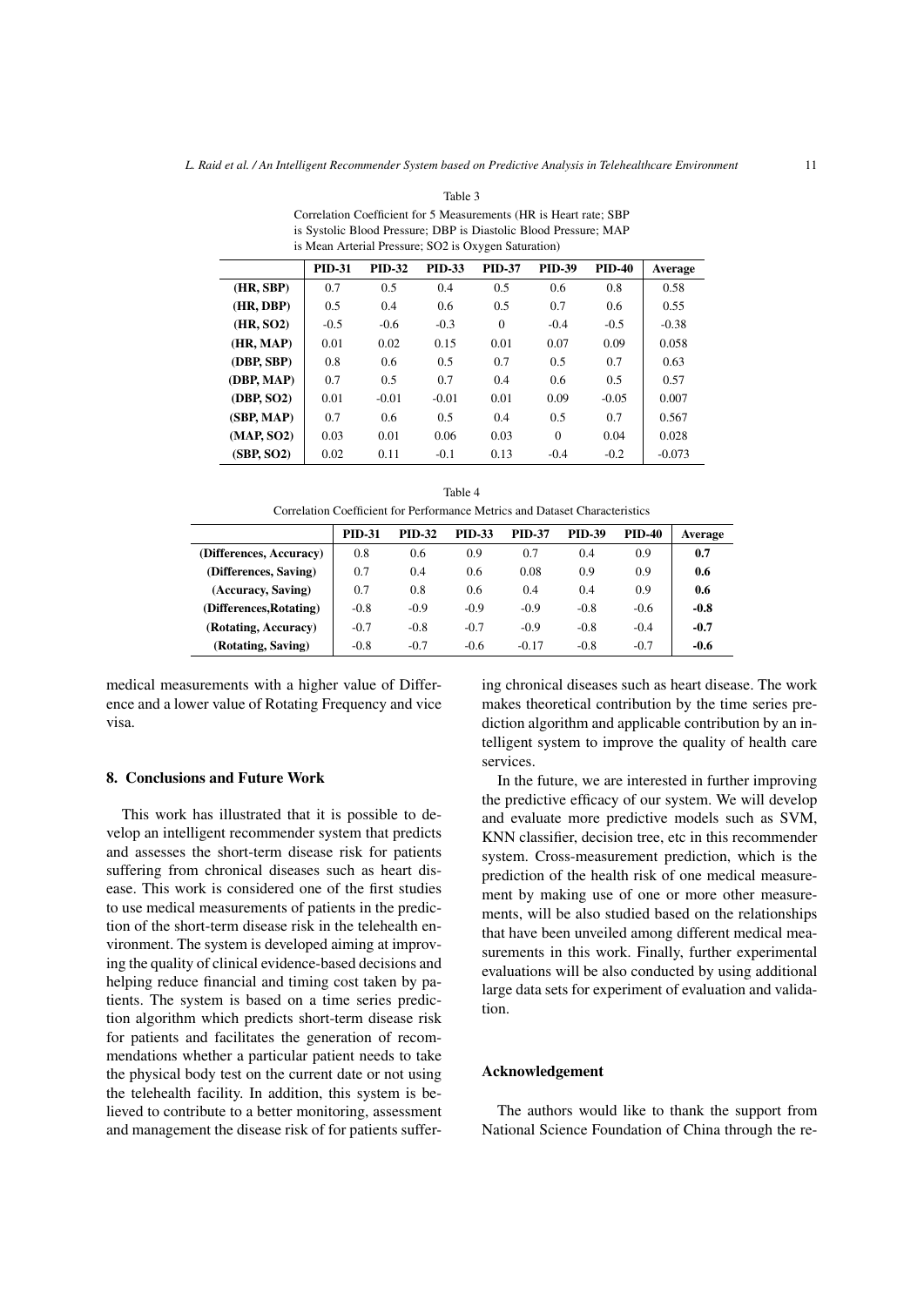Table 3

Correlation Coefficient for 5 Measurements (HR is Heart rate; SBP is Systolic Blood Pressure; DBP is Diastolic Blood Pressure; MAP is Mean Arterial Pressure; SO2 is Oxygen Saturation)

| | PID-31 | PID-32 | PID-33 | PID-37 | PID-39 | PID-40 | Average |
|---|---|---|---|---|---|---|---|
| **(HR, SBP)** | 0.7 | 0.5 | 0.4 | 0.5 | 0.6 | 0.8 | 0.58 |
| **(HR, DBP)** | 0.5 | 0.4 | 0.6 | 0.5 | 0.7 | 0.6 | 0.55 |
| **(HR, SO2)** | -0.5 | -0.6 | -0.3 | 0 | -0.4 | -0.5 | -0.38 |
| **(HR, MAP)** | 0.01 | 0.02 | 0.15 | 0.01 | 0.07 | 0.09 | 0.058 |
| **(DBP, SBP)** | 0.8 | 0.6 | 0.5 | 0.7 | 0.5 | 0.7 | 0.63 |
| **(DBP, MAP)** | 0.7 | 0.5 | 0.7 | 0.4 | 0.6 | 0.5 | 0.57 |
| **(DBP, SO2)** | 0.01 | -0.01 | -0.01 | 0.01 | 0.09 | -0.05 | 0.007 |
| **(SBP, MAP)** | 0.7 | 0.6 | 0.5 | 0.4 | 0.5 | 0.7 | 0.567 |
| **(MAP, SO2)** | 0.03 | 0.01 | 0.06 | 0.03 | 0 | 0.04 | 0.028 |
| **(SBP, SO2)** | 0.02 | 0.11 | -0.1 | 0.13 | -0.4 | -0.2 | -0.073 |

Table 4

Correlation Coefficient for Performance Metrics and Dataset Characteristics

| | PID-31 | PID-32 | PID-33 | PID-37 | PID-39 | PID-40 | Average |
|---|---|---|---|---|---|---|---|
| **(Differences, Accuracy)** | 0.8 | 0.6 | 0.9 | 0.7 | 0.4 | 0.9 | **0.7** |
| **(Differences, Saving)** | 0.7 | 0.4 | 0.6 | 0.08 | 0.9 | 0.9 | **0.6** |
| **(Accuracy, Saving)** | 0.7 | 0.8 | 0.6 | 0.4 | 0.4 | 0.9 | **0.6** |
| **(Differences,Rotating)** | -0.8 | -0.9 | -0.9 | -0.9 | -0.8 | -0.6 | **-0.8** |
| **(Rotating, Accuracy)** | -0.7 | -0.8 | -0.7 | -0.9 | -0.8 | -0.4 | **-0.7** |
| **(Rotating, Saving)** | -0.8 | -0.7 | -0.6 | -0.17 | -0.8 | -0.7 | **-0.6** |

medical measurements with a higher value of Difference and a lower value of Rotating Frequency and vice visa.

## 8. Conclusions and Future Work

This work has illustrated that it is possible to develop an intelligent recommender system that predicts and assesses the short-term disease risk for patients suffering from chronical diseases such as heart disease. This work is considered one of the first studies to use medical measurements of patients in the prediction of the short-term disease risk in the telehealth environment. The system is developed aiming at improving the quality of clinical evidence-based decisions and helping reduce financial and timing cost taken by patients. The system is based on a time series prediction algorithm which predicts short-term disease risk for patients and facilitates the generation of recommendations whether a particular patient needs to take the physical body test on the current date or not using the telehealth facility. In addition, this system is believed to contribute to a better monitoring, assessment and management the disease risk of for patients suffering chronical diseases such as heart disease. The work makes theoretical contribution by the time series prediction algorithm and applicable contribution by an intelligent system to improve the quality of health care services.

In the future, we are interested in further improving the predictive efficacy of our system. We will develop and evaluate more predictive models such as SVM, KNN classifier, decision tree, etc in this recommender system. Cross-measurement prediction, which is the prediction of the health risk of one medical measurement by making use of one or more other measurements, will be also studied based on the relationships that have been unveiled among different medical measurements in this work. Finally, further experimental evaluations will be also conducted by using additional large data sets for experiment of evaluation and validation.

## Acknowledgement

The authors would like to thank the support from National Science Foundation of China through the re-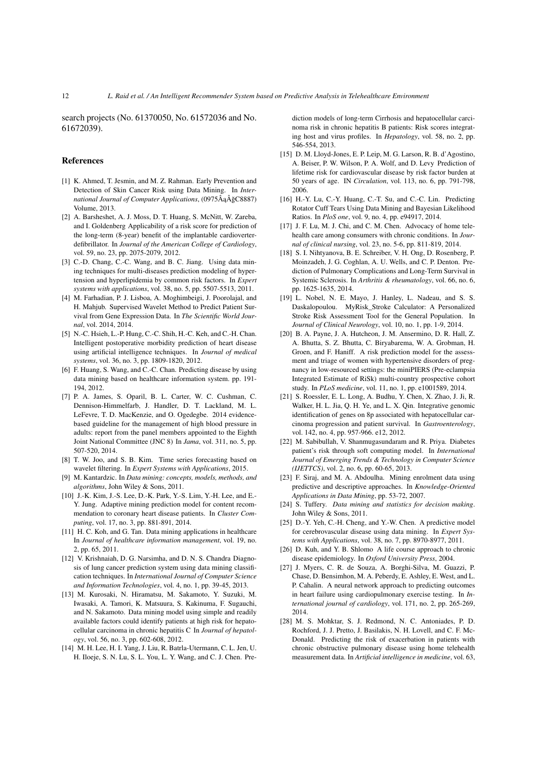search projects (No. 61370050, No. 61572036 and No. 61672039).

## References

[1] K. Ahmed, T. Jesmin, and M. Z. Rahman. Early Prevention and Detection of Skin Cancer Risk using Data Mining. In *International Journal of Computer Applications*, (0975Â‹ÂğC8887) Volume, 2013.

[2] A. Barsheshet, A. J. Moss, D. T. Huang, S. McNitt, W. Zareba, and I. Goldenberg Applicability of a risk score for prediction of the long-term (8-year) benefit of the implantable cardioverter-defibrillator. In *Journal of the American College of Cardiology*, vol. 59, no. 23, pp. 2075-2079, 2012.

[3] C.-D. Chang, C.-C. Wang, and B. C. Jiang. Using data mining techniques for multi-diseases prediction modeling of hypertension and hyperlipidemia by common risk factors. In *Expert systems with applications*, vol. 38, no. 5, pp. 5507-5513, 2011.

[4] M. Farhadian, P. J. Lisboa, A. Moghimbeigi, J. Poorolajal, and H. Mahjub. Supervised Wavelet Method to Predict Patient Survival from Gene Expression Data. In *The Scientific World Journal*, vol. 2014, 2014.

[5] N.-C. Hsieh, L.-P. Hung, C.-C. Shih, H.-C. Keh, and C.-H. Chan. Intelligent postoperative morbidity prediction of heart disease using artificial intelligence techniques. In *Journal of medical systems*, vol. 36, no. 3, pp. 1809-1820, 2012.

[6] F. Huang, S. Wang, and C.-C. Chan. Predicting disease by using data mining based on healthcare information system. pp. 191-194, 2012.

[7] P. A. James, S. Oparil, B. L. Carter, W. C. Cushman, C. Dennison-Himmelfarb, J. Handler, D. T. Lackland, M. L. LeFevre, T. D. MacKenzie, and O. Ogedegbe. 2014 evidence-based guideline for the management of high blood pressure in adults: report from the panel members appointed to the Eighth Joint National Committee (JNC 8) In *Jama*, vol. 311, no. 5, pp. 507-520, 2014.

[8] T. W. Joo, and S. B. Kim. Time series forecasting based on wavelet filtering. In *Expert Systems with Applications*, 2015.

[9] M. Kantardzic. In *Data mining: concepts, models, methods, and algorithms*, John Wiley & Sons, 2011.

[10] J.-K. Kim, J.-S. Lee, D.-K. Park, Y.-S. Lim, Y.-H. Lee, and E.-Y. Jung. Adaptive mining prediction model for content recommendation to coronary heart disease patients. In *Cluster Computing*, vol. 17, no. 3, pp. 881-891, 2014.

[11] H. C. Koh, and G. Tan. Data mining applications in healthcare In *Journal of healthcare information management*, vol. 19, no. 2, pp. 65, 2011.

[12] V. Krishnaiah, D. G. Narsimha, and D. N. S. Chandra Diagnosis of lung cancer prediction system using data mining classification techniques. In *International Journal of Computer Science and Information Technologies*, vol. 4, no. 1, pp. 39-45, 2013.

[13] M. Kurosaki, N. Hiramatsu, M. Sakamoto, Y. Suzuki, M. Iwasaki, A. Tamori, K. Matsuura, S. Kakinuma, F. Sugauchi, and N. Sakamoto. Data mining model using simple and readily available factors could identify patients at high risk for hepatocellular carcinoma in chronic hepatitis C In *Journal of hepatology*, vol. 56, no. 3, pp. 602-608, 2012.

[14] M. H. Lee, H. I. Yang, J. Liu, R. Batrla-Utermann, C. L. Jen, U. H. Iloeje, S. N. Lu, S. L. You, L. Y. Wang, and C. J. Chen. Prediction models of long-term Cirrhosis and hepatocellular carcinoma risk in chronic hepatitis B patients: Risk scores integrating host and virus profiles. In *Hepatology*, vol. 58, no. 2, pp. 546-554, 2013.

[15] D. M. Lloyd-Jones, E. P. Leip, M. G. Larson, R. B. d'Agostino, A. Beiser, P. W. Wilson, P. A. Wolf, and D. Levy Prediction of lifetime risk for cardiovascular disease by risk factor burden at 50 years of age. IN *Circulation*, vol. 113, no. 6, pp. 791-798, 2006.

[16] H.-Y. Lu, C.-Y. Huang, C.-T. Su, and C.-C. Lin. Predicting Rotator Cuff Tears Using Data Mining and Bayesian Likelihood Ratios. In *PloS one*, vol. 9, no. 4, pp. e94917, 2014.

[17] J. F. Lu, M. J. Chi, and C. M. Chen. Advocacy of home telehealth care among consumers with chronic conditions. In *Journal of clinical nursing*, vol. 23, no. 5-6, pp. 811-819, 2014.

[18] S. I. Nihtyanova, B. E. Schreiber, V. H. Ong, D. Rosenberg, P. Moinzadeh, J. G. Coghlan, A. U. Wells, and C. P. Denton. Prediction of Pulmonary Complications and Long-Term Survival in Systemic Sclerosis. In *Arthritis & rheumatology*, vol. 66, no. 6, pp. 1625-1635, 2014.

[19] L. Nobel, N. E. Mayo, J. Hanley, L. Nadeau, and S. S. Daskalopoulou. MyRisk_Stroke Calculator: A Personalized Stroke Risk Assessment Tool for the General Population. In *Journal of Clinical Neurology*, vol. 10, no. 1, pp. 1-9, 2014.

[20] B. A. Payne, J. A. Hutcheon, J. M. Ansermino, D. R. Hall, Z. A. Bhutta, S. Z. Bhutta, C. Biryabarema, W. A. Grobman, H. Groen, and F. Haniff. A risk prediction model for the assessment and triage of women with hypertensive disorders of pregnancy in low-resourced settings: the miniPIERS (Pre-eclampsia Integrated Estimate of RiSk) multi-country prospective cohort study. In *PLoS medicine*, vol. 11, no. 1, pp. e1001589, 2014.

[21] S. Roessler, E. L. Long, A. Budhu, Y. Chen, X. Zhao, J. Ji, R. Walker, H. L. Jia, Q. H. Ye, and L. X. Qin. Integrative genomic identification of genes on 8p associated with hepatocellular carcinoma progression and patient survival. In *Gastroenterology*, vol. 142, no. 4, pp. 957-966. e12, 2012.

[22] M. Sabibullah, V. Shanmugasundaram and R. Priya. Diabetes patient's risk through soft computing model. In *International Journal of Emerging Trends & Technology in Computer Science (IJETTCS)*, vol. 2, no. 6, pp. 60-65, 2013.

[23] F. Siraj, and M. A. Abdoulha. Mining enrolment data using predictive and descriptive approaches. In *Knowledge-Oriented Applications in Data Mining*, pp. 53-72, 2007.

[24] S. Tuffery. *Data mining and statistics for decision making*. John Wiley & Sons, 2011.

[25] D.-Y. Yeh, C.-H. Cheng, and Y.-W. Chen. A predictive model for cerebrovascular disease using data mining. In *Expert Systems with Applications*, vol. 38, no. 7, pp. 8970-8977, 2011.

[26] D. Kuh, and Y. B. Shlomo A life course approach to chronic disease epidemiology. In *Oxford University Press*, 2004.

[27] J. Myers, C. R. de Souza, A. Borghi-Silva, M. Guazzi, P. Chase, D. Bensimhon, M. A. Peberdy, E. Ashley, E. West, and L. P. Cahalin. A neural network approach to predicting outcomes in heart failure using cardiopulmonary exercise testing. In *International journal of cardiology*, vol. 171, no. 2, pp. 265-269, 2014.

[28] M. S. Mohktar, S. J. Redmond, N. C. Antoniades, P. D. Rochford, J. J. Pretto, J. Basilakis, N. H. Lovell, and C. F. McDonald. Predicting the risk of exacerbation in patients with chronic obstructive pulmonary disease using home telehealth measurement data. In *Artificial intelligence in medicine*, vol. 63,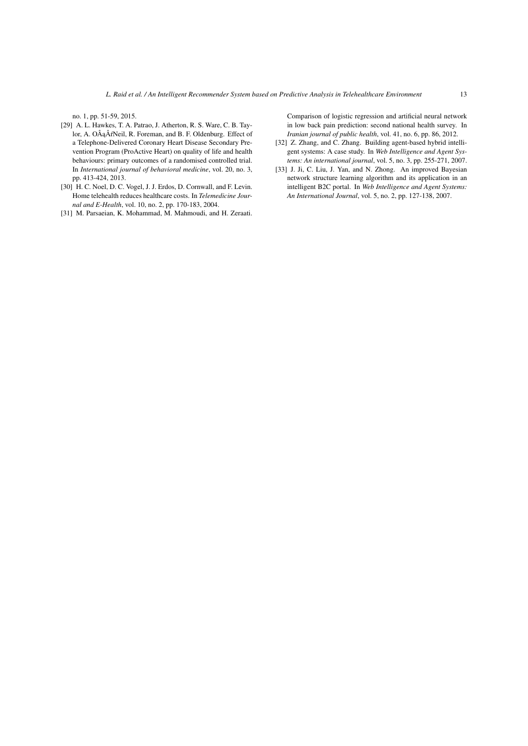no. 1, pp. 51-59, 2015.

[29] A. L. Hawkes, T. A. Patrao, J. Atherton, R. S. Ware, C. B. Taylor, A. OÂąÂŕNeil, R. Foreman, and B. F. Oldenburg. Effect of a Telephone-Delivered Coronary Heart Disease Secondary Prevention Program (ProActive Heart) on quality of life and health behaviours: primary outcomes of a randomised controlled trial. In *International journal of behavioral medicine*, vol. 20, no. 3, pp. 413-424, 2013.

[30] H. C. Noel, D. C. Vogel, J. J. Erdos, D. Cornwall, and F. Levin. Home telehealth reduces healthcare costs. In *Telemedicine Journal and E-Health*, vol. 10, no. 2, pp. 170-183, 2004.

[31] M. Parsaeian, K. Mohammad, M. Mahmoudi, and H. Zeraati. Comparison of logistic regression and artificial neural network in low back pain prediction: second national health survey. In *Iranian journal of public health*, vol. 41, no. 6, pp. 86, 2012.

[32] Z. Zhang, and C. Zhang. Building agent-based hybrid intelligent systems: A case study. In *Web Intelligence and Agent Systems: An international journal*, vol. 5, no. 3, pp. 255-271, 2007.

[33] J. Ji, C. Liu, J. Yan, and N. Zhong. An improved Bayesian network structure learning algorithm and its application in an intelligent B2C portal. In *Web Intelligence and Agent Systems: An International Journal*, vol. 5, no. 2, pp. 127-138, 2007.